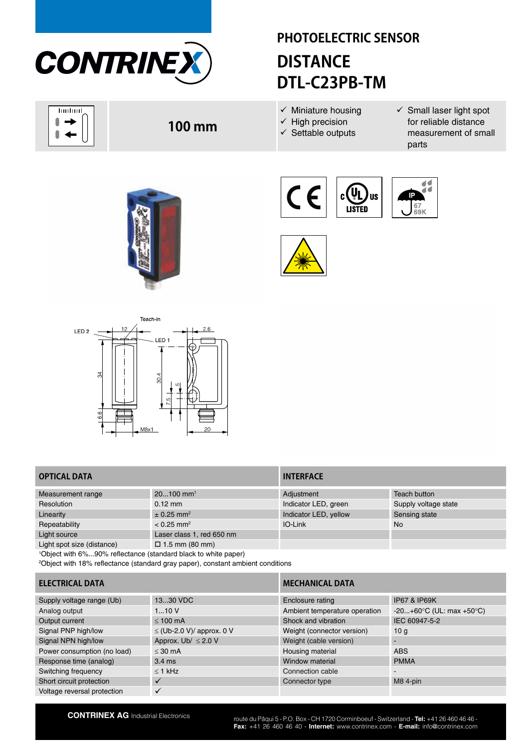# PHOTOELECTRIC SENSOR

# DISTANCE DTL-C23PB-TM

**100 mm**

- ✓ Miniature housing
- ✓ High precision
- ✓ Settable outputs
- ✓ Small laser light spot for reliable distance measurement of small parts

| OPTICAL DATA | |
|---|---|
| Measurement range | 20...100 mm[1] |
| Resolution | 0.12 mm |
| Linearity | ± 0.25 mm[2] |
| Repeatability | < 0.25 mm[2] |
| Light source | Laser class 1, red 650 nm |
| Light spot size (distance) | ☐ 1.5 mm (80 mm) |

[1]Object with 6%...90% reflectance (standard black to white paper)

[2]Object with 18% reflectance (standard gray paper), constant ambient conditions

| INTERFACE | |
|---|---|
| Adjustment | Teach button |
| Indicator LED, green | Supply voltage state |
| Indicator LED, yellow | Sensing state |
| IO-Link | No |

| ELECTRICAL DATA | |
|---|---|
| Supply voltage range (Ub) | 13...30 VDC |
| Analog output | 1...10 V |
| Output current | ≤ 100 mA |
| Signal PNP high/low | ≤ (Ub-2.0 V)/ approx. 0 V |
| Signal NPN high/low | Approx. Ub/ ≤ 2.0 V |
| Power consumption (no load) | ≤ 30 mA |
| Response time (analog) | 3.4 ms |
| Switching frequency | ≤ 1 kHz |
| Short circuit protection | ✓ |
| Voltage reversal protection | ✓ |

| MECHANICAL DATA | |
|---|---|
| Enclosure rating | IP67 & IP69K |
| Ambient temperature operation | -20...+60°C (UL: max +50°C) |
| Shock and vibration | IEC 60947-5-2 |
| Weight (connector version) | 10 g |
| Weight (cable version) | - |
| Housing material | ABS |
| Window material | PMMA |
| Connection cable | - |
| Connector type | M8 4-pin |

**CONTRINEX AG** Industrial Electronics

route du Pâqui 5 - P.O. Box - CH 1720 Corminboeuf - Switzerland - **Tel:** +41 26 460 46 46 - **Fax:** +41 26 460 46 40 - **Internet:** www.contrinex.com - **E-mail:** info@contrinex.com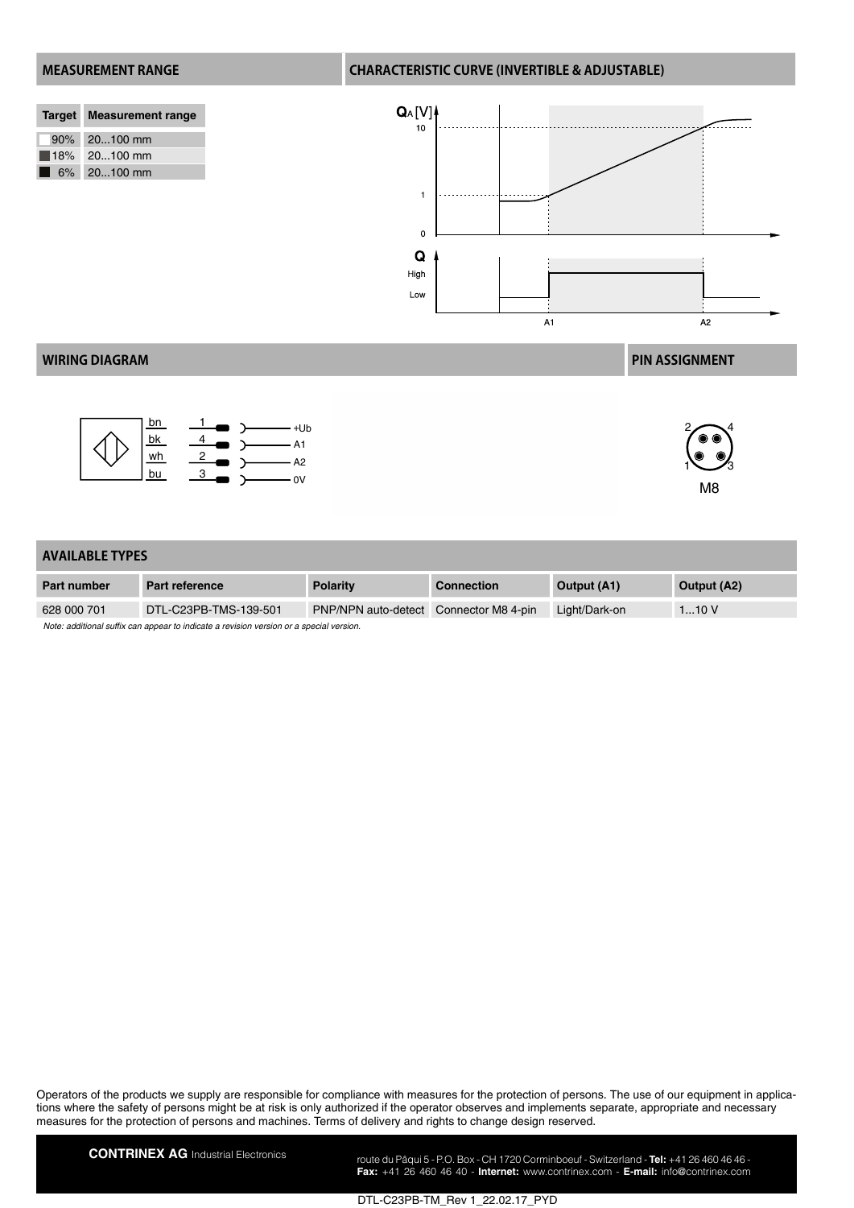## MEASUREMENT RANGE

| Target | Measurement range |
|---|---|
| 90% | 20...100 mm |
| 18% | 20...100 mm |
| 6% | 20...100 mm |

## CHARACTERISTIC CURVE (INVERTIBLE & ADJUSTABLE)

## WIRING DIAGRAM

| Wire | Pin | Signal |
|---|---|---|
| bn | 1 | +Ub |
| bk | 4 | A1 |
| wh | 2 | A2 |
| bu | 3 | 0V |

## PIN ASSIGNMENT

M8

## AVAILABLE TYPES

| Part number | Part reference | Polarity | Connection | Output (A1) | Output (A2) |
|---|---|---|---|---|---|
| 628 000 701 | DTL-C23PB-TMS-139-501 | PNP/NPN auto-detect | Connector M8 4-pin | Light/Dark-on | 1...10 V |

*Note: additional suffix can appear to indicate a revision version or a special version.*

Operators of the products we supply are responsible for compliance with measures for the protection of persons. The use of our equipment in applications where the safety of persons might be at risk is only authorized if the operator observes and implements separate, appropriate and necessary measures for the protection of persons and machines. Terms of delivery and rights to change design reserved.

**CONTRINEX AG** Industrial Electronics

route du Pâqui 5 - P.O. Box - CH 1720 Corminboeuf - Switzerland - **Tel:** +41 26 460 46 46 - **Fax:** +41 26 460 46 40 - **Internet:** www.contrinex.com - **E-mail:** info@contrinex.com

DTL-C23PB-TM_Rev 1_22.02.17_PYD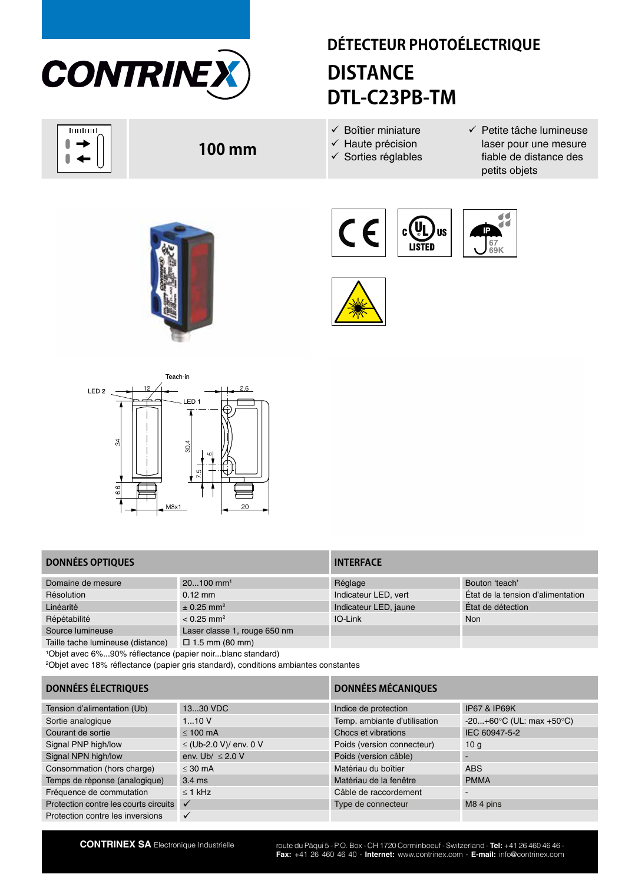# DÉTECTEUR PHOTOÉLECTRIQUE

# DISTANCE DTL-C23PB-TM

**100 mm**

- ✓ Boîtier miniature
- ✓ Haute précision
- ✓ Sorties réglables
- ✓ Petite tâche lumineuse laser pour une mesure fiable de distance des petits objets

Teach-in

LED 2 — 12 — LED 1 — 2.6 — 34 — 30.4 — 5 — 7.5 — 6.6 — M8x1 — 20

## DONNÉES OPTIQUES

| | |
|---|---|
| Domaine de mesure | 20...100 mm[1] |
| Résolution | 0.12 mm |
| Linéarité | ± 0.25 mm[2] |
| Répétabilité | < 0.25 mm[2] |
| Source lumineuse | Laser classe 1, rouge 650 nm |
| Taille tache lumineuse (distance) | ☐ 1.5 mm (80 mm) |

[1]Objet avec 6%...90% réflectance (papier noir...blanc standard)

[2]Objet avec 18% réflectance (papier gris standard), conditions ambiantes constantes

## INTERFACE

| | |
|---|---|
| Réglage | Bouton 'teach' |
| Indicateur LED, vert | État de la tension d'alimentation |
| Indicateur LED, jaune | État de détection |
| IO-Link | Non |

## DONNÉES ÉLECTRIQUES

| | |
|---|---|
| Tension d'alimentation (Ub) | 13...30 VDC |
| Sortie analogique | 1...10 V |
| Courant de sortie | ≤ 100 mA |
| Signal PNP high/low | ≤ (Ub-2.0 V)/ env. 0 V |
| Signal NPN high/low | env. Ub/ ≤ 2.0 V |
| Consommation (hors charge) | ≤ 30 mA |
| Temps de réponse (analogique) | 3.4 ms |
| Fréquence de commutation | ≤ 1 kHz |
| Protection contre les courts circuits | ✓ |
| Protection contre les inversions | ✓ |

## DONNÉES MÉCANIQUES

| | |
|---|---|
| Indice de protection | IP67 & IP69K |
| Temp. ambiante d'utilisation | -20...+60°C (UL: max +50°C) |
| Chocs et vibrations | IEC 60947-5-2 |
| Poids (version connecteur) | 10 g |
| Poids (version câble) | - |
| Matériau du boîtier | ABS |
| Matériau de la fenêtre | PMMA |
| Câble de raccordement | - |
| Type de connecteur | M8 4 pins |

**CONTRINEX SA** Electronique Industrielle

route du Pâqui 5 - P.O. Box - CH 1720 Corminboeuf - Switzerland - **Tel:** +41 26 460 46 46 - **Fax:** +41 26 460 46 40 - **Internet:** www.contrinex.com - **E-mail:** info@contrinex.com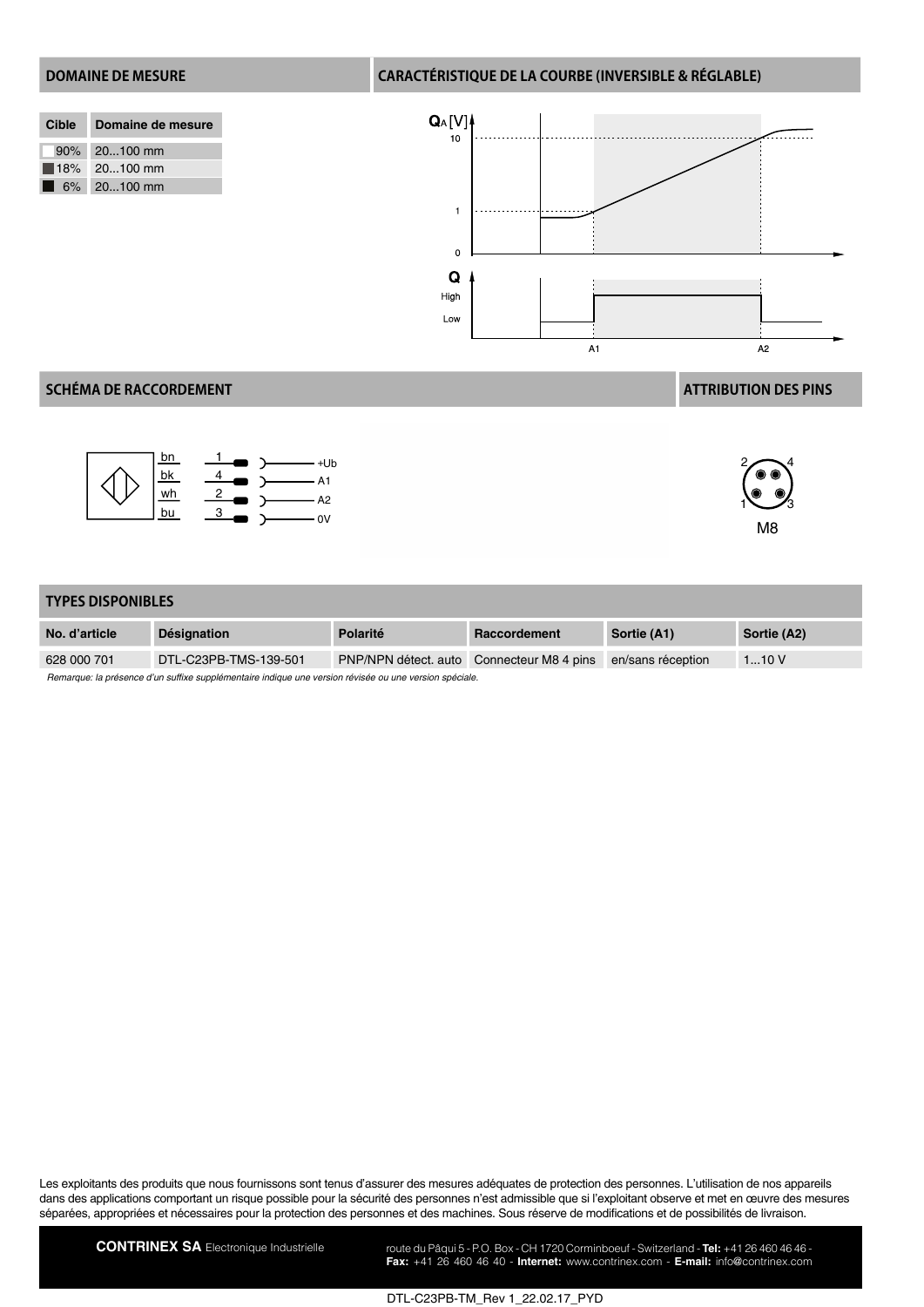## DOMAINE DE MESURE

| Cible | Domaine de mesure |
|---|---|
| 90% | 20...100 mm |
| 18% | 20...100 mm |
| 6% | 20...100 mm |

## CARACTÉRISTIQUE DE LA COURBE (INVERSIBLE & RÉGLABLE)

## SCHÉMA DE RACCORDEMENT

| Fil | Pin | Signal |
|---|---|---|
| bn | 1 | +Ub |
| bk | 4 | A1 |
| wh | 2 | A2 |
| bu | 3 | 0V |

## ATTRIBUTION DES PINS

M8

## TYPES DISPONIBLES

| No. d'article | Désignation | Polarité | Raccordement | Sortie (A1) | Sortie (A2) |
|---|---|---|---|---|---|
| 628 000 701 | DTL-C23PB-TMS-139-501 | PNP/NPN détect. auto | Connecteur M8 4 pins | en/sans réception | 1...10 V |

*Remarque: la présence d'un suffixe supplémentaire indique une version révisée ou une version spéciale.*

Les exploitants des produits que nous fournissons sont tenus d'assurer des mesures adéquates de protection des personnes. L'utilisation de nos appareils dans des applications comportant un risque possible pour la sécurité des personnes n'est admissible que si l'exploitant observe et met en œuvre des mesures séparées, appropriées et nécessaires pour la protection des personnes et des machines. Sous réserve de modifications et de possibilités de livraison.

**CONTRINEX SA** Electronique Industrielle — route du Pâqui 5 - P.O. Box - CH 1720 Corminboeuf - Switzerland - **Tel:** +41 26 460 46 46 - **Fax:** +41 26 460 46 40 - **Internet:** www.contrinex.com - **E-mail:** info@contrinex.com

DTL-C23PB-TM_Rev 1_22.02.17_PYD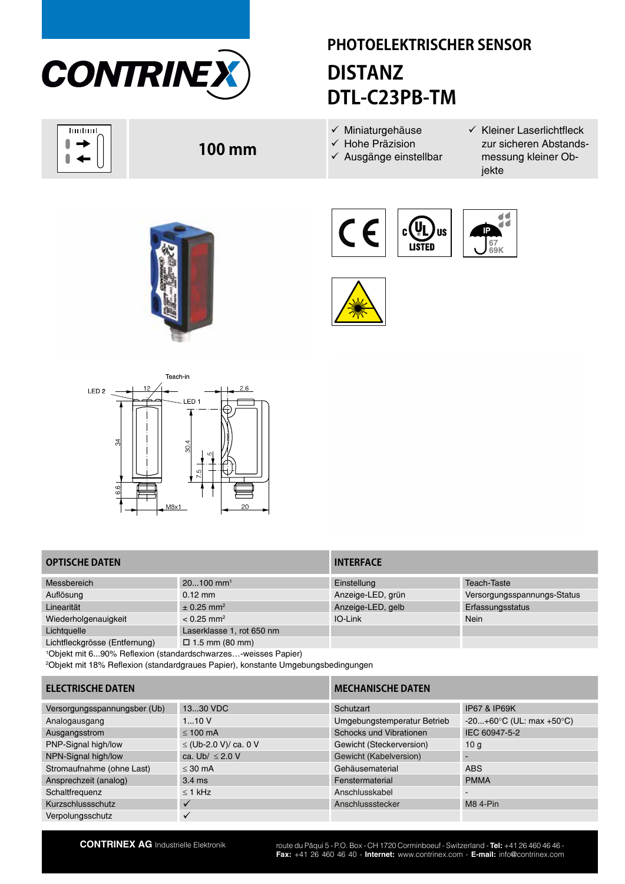# PHOTOELEKTRISCHER SENSOR

## DISTANZ
## DTL-C23PB-TM

**100 mm**

- ✓ Miniaturgehäuse
- ✓ Hohe Präzision
- ✓ Ausgänge einstellbar
- ✓ Kleiner Laserlichtfleck zur sicheren Abstandsmessung kleiner Objekte

Teach-in
LED 2
LED 1
12
2.6
34
30.4
5
7.5
6.6
M8x1
20

| OPTISCHE DATEN | | INTERFACE | |
|---|---|---|---|
| Messbereich | 20...100 mm[1] | Einstellung | Teach-Taste |
| Auflösung | 0.12 mm | Anzeige-LED, grün | Versorgungsspannungs-Status |
| Linearität | ± 0.25 mm[2] | Anzeige-LED, gelb | Erfassungsstatus |
| Wiederholgenauigkeit | < 0.25 mm[2] | IO-Link | Nein |
| Lichtquelle | Laserklasse 1, rot 650 nm | | |
| Lichtfleckgrösse (Entfernung) | ☐ 1.5 mm (80 mm) | | |

[1]Objekt mit 6...90% Reflexion (standardschwarzes…-weisses Papier)
[2]Objekt mit 18% Reflexion (standardgraues Papier), konstante Umgebungsbedingungen

| ELECTRISCHE DATEN | | MECHANISCHE DATEN | |
|---|---|---|---|
| Versorgungsspannungsber (Ub) | 13...30 VDC | Schutzart | IP67 & IP69K |
| Analogausgang | 1...10 V | Umgebungstemperatur Betrieb | -20...+60°C (UL: max +50°C) |
| Ausgangsstrom | ≤ 100 mA | Schocks und Vibrationen | IEC 60947-5-2 |
| PNP-Signal high/low | ≤ (Ub-2.0 V)/ ca. 0 V | Gewicht (Steckerversion) | 10 g |
| NPN-Signal high/low | ca. Ub/ ≤ 2.0 V | Gewicht (Kabelversion) | - |
| Stromaufnahme (ohne Last) | ≤ 30 mA | Gehäusematerial | ABS |
| Ansprechzeit (analog) | 3.4 ms | Fenstermaterial | PMMA |
| Schaltfrequenz | ≤ 1 kHz | Anschlusskabel | - |
| Kurzschlussschutz | ✓ | Anschlussstecker | M8 4-Pin |
| Verpolungsschutz | ✓ | | |

**CONTRINEX AG** Industrielle Elektronik

route du Pâqui 5 - P.O. Box - CH 1720 Corminboeuf - Switzerland - **Tel:** +41 26 460 46 46 - **Fax:** +41 26 460 46 40 - **Internet:** www.contrinex.com - **E-mail:** info@contrinex.com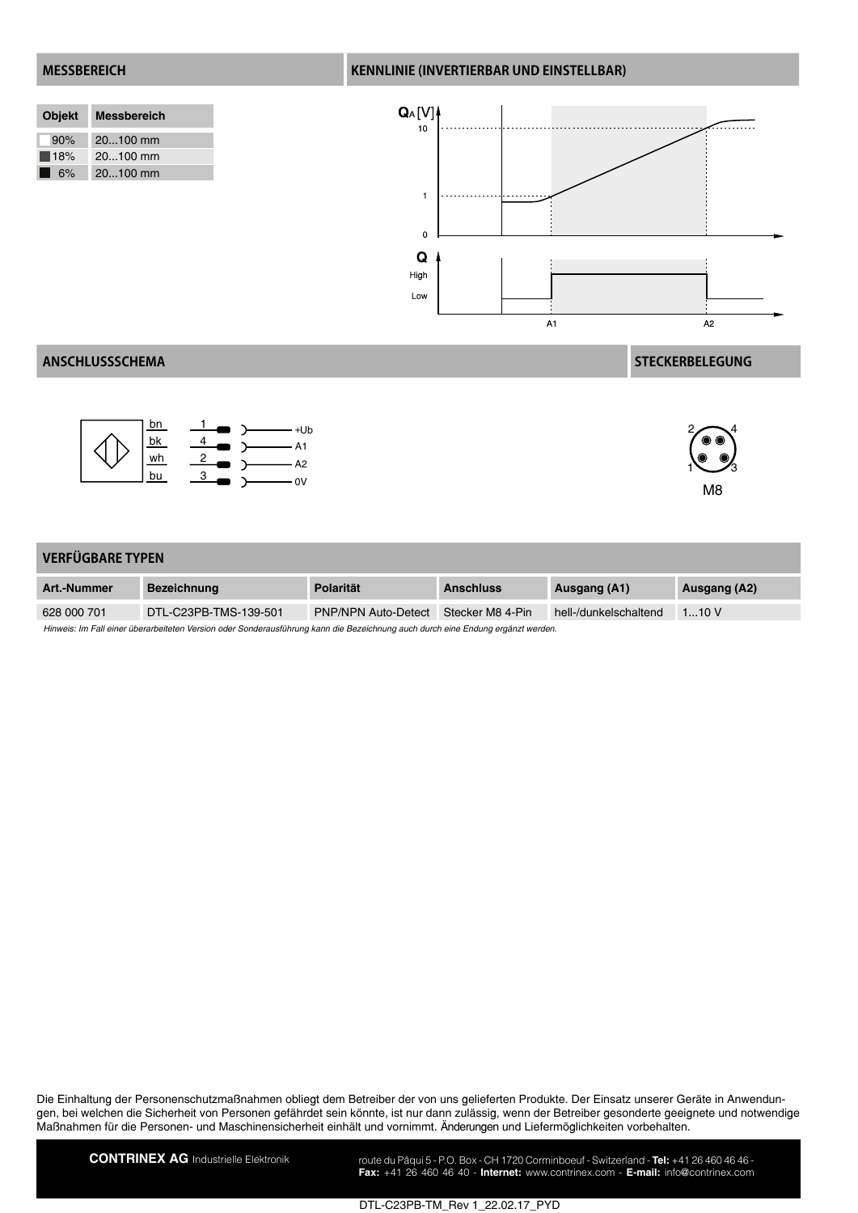## MESSBEREICH

| Objekt | Messbereich |
|---|---|
| 90% | 20...100 mm |
| 18% | 20...100 mm |
| 6% | 20...100 mm |

## KENNLINIE (INVERTIERBAR UND EINSTELLBAR)

$Q_A$ [V]
10
1
0
Q
High
Low
A1
A2

## ANSCHLUSSSCHEMA

bn 1 +Ub
bk 4 A1
wh 2 A2
bu 3 0V

## STECKERBELEGUNG

2 4
1 3
M8

## VERFÜGBARE TYPEN

| Art.-Nummer | Bezeichnung | Polarität | Anschluss | Ausgang (A1) | Ausgang (A2) |
|---|---|---|---|---|---|
| 628 000 701 | DTL-C23PB-TMS-139-501 | PNP/NPN Auto-Detect | Stecker M8 4-Pin | hell-/dunkelschaltend | 1...10 V |

*Hinweis: Im Fall einer überarbeiteten Version oder Sonderausführung kann die Bezeichnung auch durch eine Endung ergänzt werden.*

Die Einhaltung der Personenschutzmaßnahmen obliegt dem Betreiber der von uns gelieferten Produkte. Der Einsatz unserer Geräte in Anwendungen, bei welchen die Sicherheit von Personen gefährdet sein könnte, ist nur dann zulässig, wenn der Betreiber gesonderte geeignete und notwendige Maßnahmen für die Personen- und Maschinensicherheit einhält und vornimmt. Änderungen und Liefermöglichkeiten vorbehalten.

**CONTRINEX AG** Industrielle Elektronik

route du Pâqui 5 - P.O. Box - CH 1720 Corminboeuf - Switzerland - **Tel:** +41 26 460 46 46 - **Fax:** +41 26 460 46 40 - **Internet:** www.contrinex.com - **E-mail:** info@contrinex.com

DTL-C23PB-TM_Rev 1_22.02.17_PYD